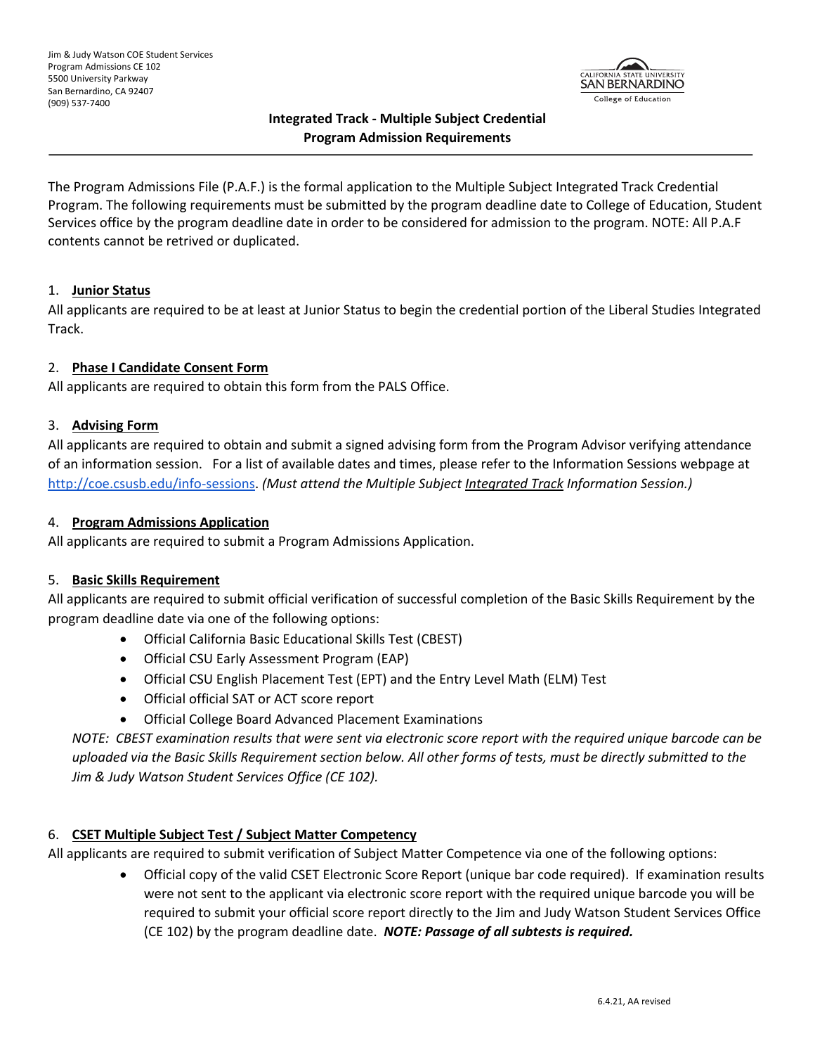Jim & Judy Watson COE Student Services
Program Admissions CE 102
5500 University Parkway
San Bernardino, CA 92407
(909) 537-7400

California State University San Bernardino
College of Education

# Integrated Track - Multiple Subject Credential
## Program Admission Requirements

The Program Admissions File (P.A.F.) is the formal application to the Multiple Subject Integrated Track Credential Program. The following requirements must be submitted by the program deadline date to College of Education, Student Services office by the program deadline date in order to be considered for admission to the program. NOTE: All P.A.F contents cannot be retrived or duplicated.

1. **Junior Status**

All applicants are required to be at least at Junior Status to begin the credential portion of the Liberal Studies Integrated Track.

2. **Phase I Candidate Consent Form**

All applicants are required to obtain this form from the PALS Office.

3. **Advising Form**

All applicants are required to obtain and submit a signed advising form from the Program Advisor verifying attendance of an information session. For a list of available dates and times, please refer to the Information Sessions webpage at http://coe.csusb.edu/info-sessions. *(Must attend the Multiple Subject Integrated Track Information Session.)*

4. **Program Admissions Application**

All applicants are required to submit a Program Admissions Application.

5. **Basic Skills Requirement**

All applicants are required to submit official verification of successful completion of the Basic Skills Requirement by the program deadline date via one of the following options:

- Official California Basic Educational Skills Test (CBEST)
- Official CSU Early Assessment Program (EAP)
- Official CSU English Placement Test (EPT) and the Entry Level Math (ELM) Test
- Official official SAT or ACT score report
- Official College Board Advanced Placement Examinations

*NOTE: CBEST examination results that were sent via electronic score report with the required unique barcode can be uploaded via the Basic Skills Requirement section below. All other forms of tests, must be directly submitted to the Jim & Judy Watson Student Services Office (CE 102).*

6. **CSET Multiple Subject Test / Subject Matter Competency**

All applicants are required to submit verification of Subject Matter Competence via one of the following options:

- Official copy of the valid CSET Electronic Score Report (unique bar code required). If examination results were not sent to the applicant via electronic score report with the required unique barcode you will be required to submit your official score report directly to the Jim and Judy Watson Student Services Office (CE 102) by the program deadline date. ***NOTE: Passage of all subtests is required.***

6.4.21, AA revised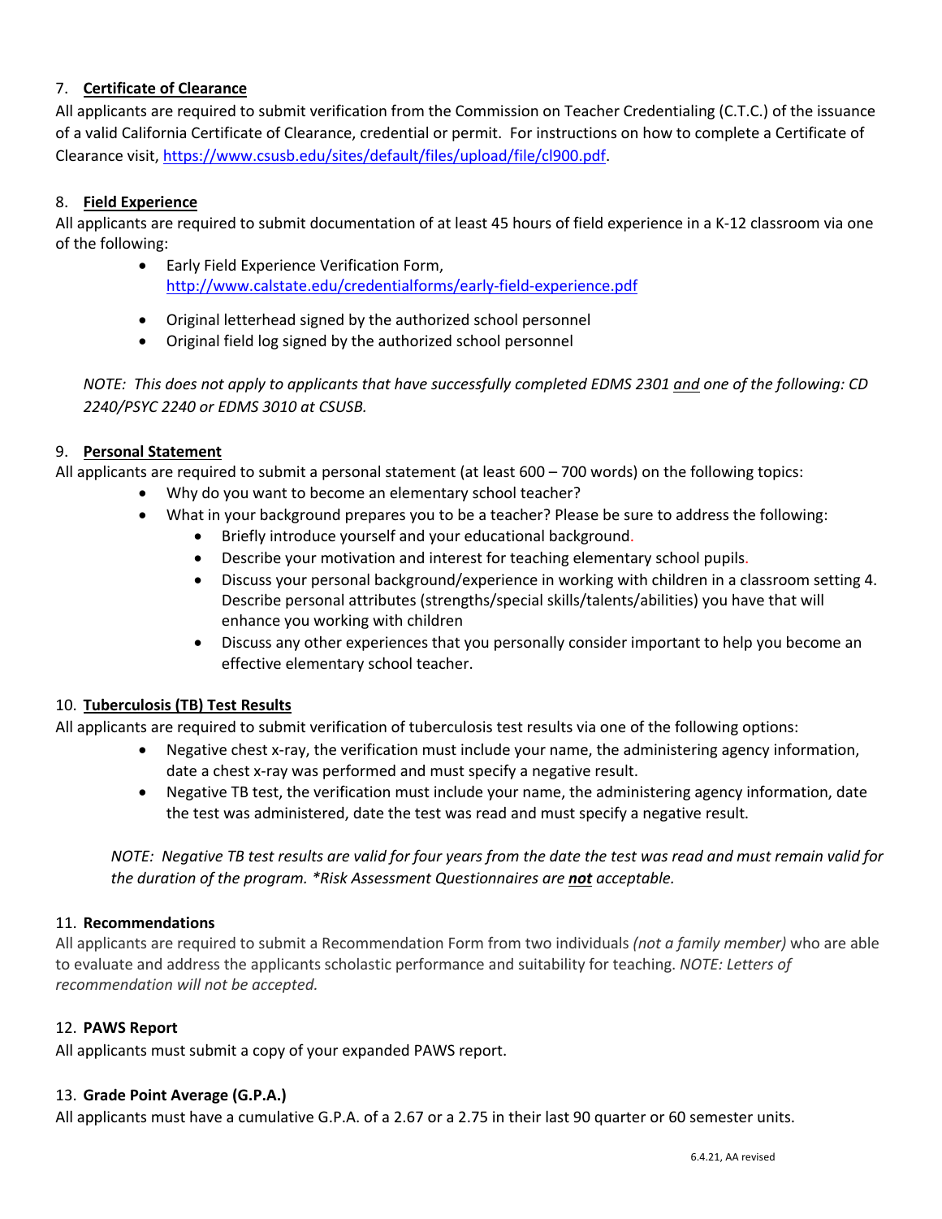7. **Certificate of Clearance**

All applicants are required to submit verification from the Commission on Teacher Credentialing (C.T.C.) of the issuance of a valid California Certificate of Clearance, credential or permit. For instructions on how to complete a Certificate of Clearance visit, https://www.csusb.edu/sites/default/files/upload/file/cl900.pdf.

8. **Field Experience**

All applicants are required to submit documentation of at least 45 hours of field experience in a K-12 classroom via one of the following:

- Early Field Experience Verification Form, http://www.calstate.edu/credentialforms/early-field-experience.pdf
- Original letterhead signed by the authorized school personnel
- Original field log signed by the authorized school personnel

*NOTE: This does not apply to applicants that have successfully completed EDMS 2301 and one of the following: CD 2240/PSYC 2240 or EDMS 3010 at CSUSB.*

9. **Personal Statement**

All applicants are required to submit a personal statement (at least 600 – 700 words) on the following topics:

- Why do you want to become an elementary school teacher?
- What in your background prepares you to be a teacher? Please be sure to address the following:
  - Briefly introduce yourself and your educational background.
  - Describe your motivation and interest for teaching elementary school pupils.
  - Discuss your personal background/experience in working with children in a classroom setting 4. Describe personal attributes (strengths/special skills/talents/abilities) you have that will enhance you working with children
  - Discuss any other experiences that you personally consider important to help you become an effective elementary school teacher.

10. **Tuberculosis (TB) Test Results**

All applicants are required to submit verification of tuberculosis test results via one of the following options:

- Negative chest x-ray, the verification must include your name, the administering agency information, date a chest x-ray was performed and must specify a negative result.
- Negative TB test, the verification must include your name, the administering agency information, date the test was administered, date the test was read and must specify a negative result.

*NOTE: Negative TB test results are valid for four years from the date the test was read and must remain valid for the duration of the program. *Risk Assessment Questionnaires are **not** acceptable.*

11. **Recommendations**

All applicants are required to submit a Recommendation Form from two individuals *(not a family member)* who are able to evaluate and address the applicants scholastic performance and suitability for teaching. *NOTE: Letters of recommendation will not be accepted.*

12. **PAWS Report**

All applicants must submit a copy of your expanded PAWS report.

13. **Grade Point Average (G.P.A.)**

All applicants must have a cumulative G.P.A. of a 2.67 or a 2.75 in their last 90 quarter or 60 semester units.

6.4.21, AA revised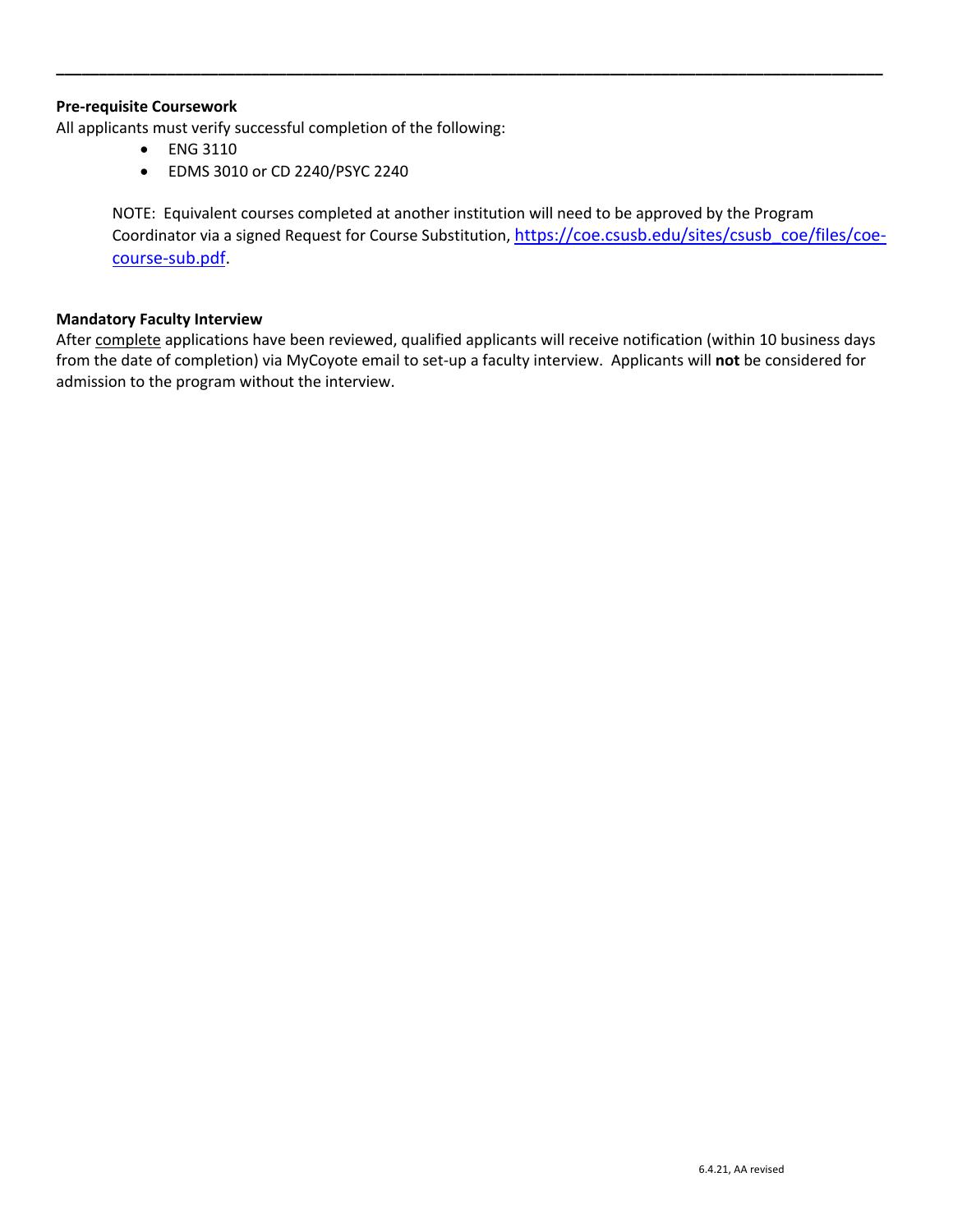**Pre-requisite Coursework**

All applicants must verify successful completion of the following:

- ENG 3110
- EDMS 3010 or CD 2240/PSYC 2240

NOTE: Equivalent courses completed at another institution will need to be approved by the Program Coordinator via a signed Request for Course Substitution, [https://coe.csusb.edu/sites/csusb_coe/files/coe-course-sub.pdf](https://coe.csusb.edu/sites/csusb_coe/files/coe-course-sub.pdf).

**Mandatory Faculty Interview**

After complete applications have been reviewed, qualified applicants will receive notification (within 10 business days from the date of completion) via MyCoyote email to set-up a faculty interview. Applicants will **not** be considered for admission to the program without the interview.

6.4.21, AA revised